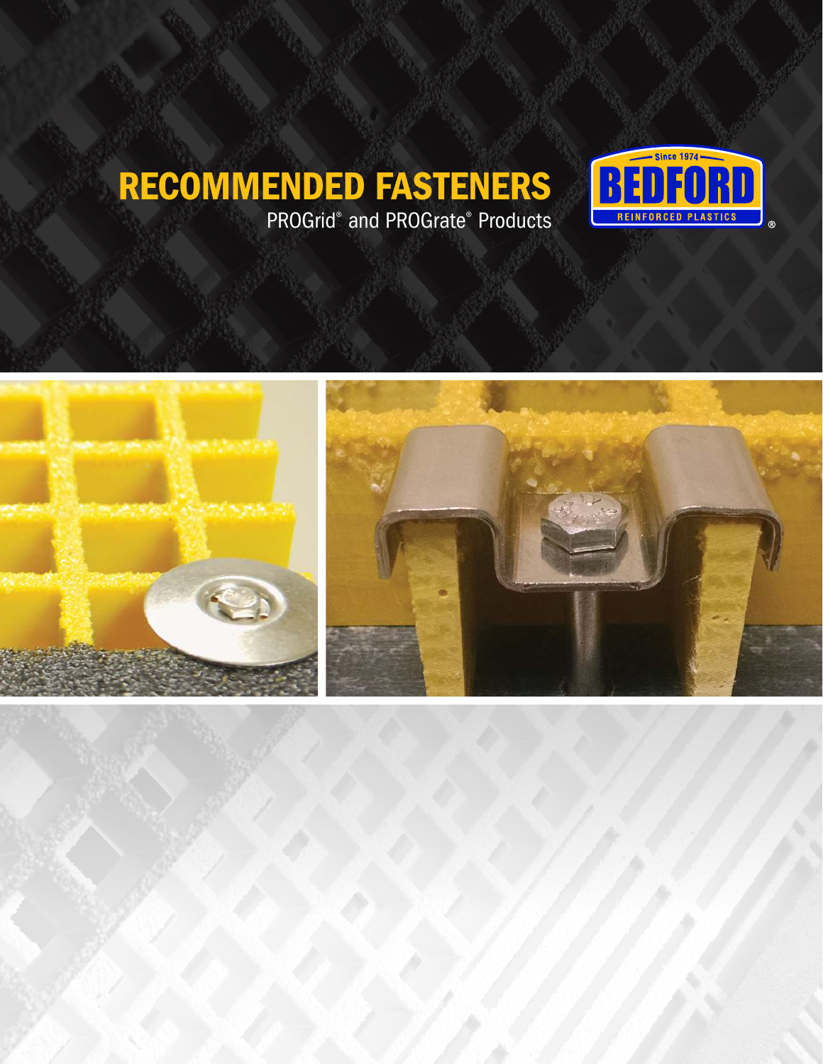# RECOMMENDED FASTENERS

PROGrid® and PROGrate® Products

Since 1974

BEDFORD

REINFORCED PLASTICS®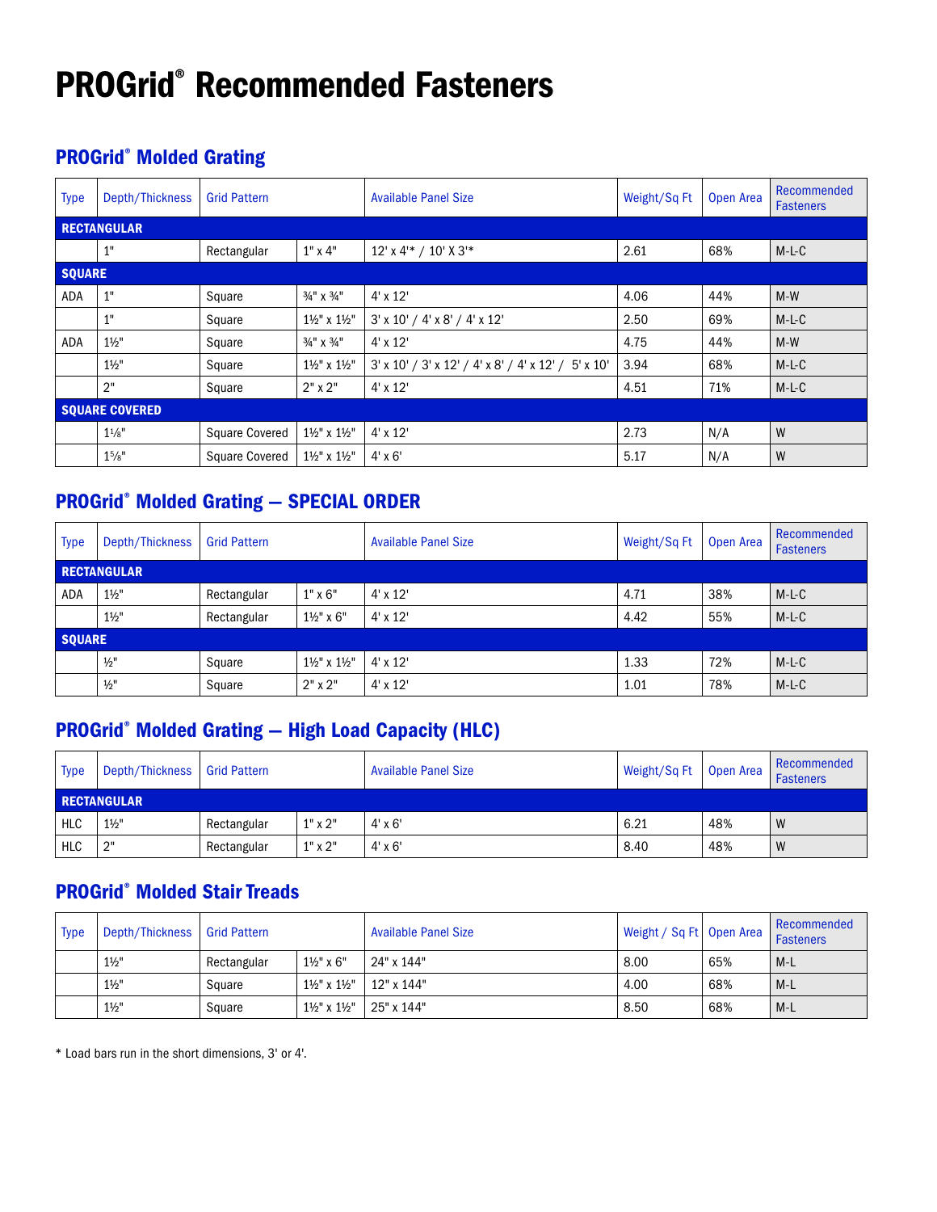# PROGrid® Recommended Fasteners

## PROGrid® Molded Grating

| Type | Depth/Thickness | Grid Pattern | | Available Panel Size | Weight/Sq Ft | Open Area | Recommended Fasteners |
|---|---|---|---|---|---|---|---|
| **RECTANGULAR** | | | | | | | |
| | 1" | Rectangular | 1" x 4" | 12' x 4'* / 10' X 3'* | 2.61 | 68% | M-L-C |
| **SQUARE** | | | | | | | |
| ADA | 1" | Square | ¾" x ¾" | 4' x 12' | 4.06 | 44% | M-W |
| | 1" | Square | 1½" x 1½" | 3' x 10' / 4' x 8' / 4' x 12' | 2.50 | 69% | M-L-C |
| ADA | 1½" | Square | ¾" x ¾" | 4' x 12' | 4.75 | 44% | M-W |
| | 1½" | Square | 1½" x 1½" | 3' x 10' / 3' x 12' / 4' x 8' / 4' x 12' / 5' x 10' | 3.94 | 68% | M-L-C |
| | 2" | Square | 2" x 2" | 4' x 12' | 4.51 | 71% | M-L-C |
| **SQUARE COVERED** | | | | | | | |
| | 1⅛" | Square Covered | 1½" x 1½" | 4' x 12' | 2.73 | N/A | W |
| | 1⅝" | Square Covered | 1½" x 1½" | 4' x 6' | 5.17 | N/A | W |

## PROGrid® Molded Grating — SPECIAL ORDER

| Type | Depth/Thickness | Grid Pattern | | Available Panel Size | Weight/Sq Ft | Open Area | Recommended Fasteners |
|---|---|---|---|---|---|---|---|
| **RECTANGULAR** | | | | | | | |
| ADA | 1½" | Rectangular | 1" x 6" | 4' x 12' | 4.71 | 38% | M-L-C |
| | 1½" | Rectangular | 1½" x 6" | 4' x 12' | 4.42 | 55% | M-L-C |
| **SQUARE** | | | | | | | |
| | ½" | Square | 1½" x 1½" | 4' x 12' | 1.33 | 72% | M-L-C |
| | ½" | Square | 2" x 2" | 4' x 12' | 1.01 | 78% | M-L-C |

## PROGrid® Molded Grating — High Load Capacity (HLC)

| Type | Depth/Thickness | Grid Pattern | | Available Panel Size | Weight/Sq Ft | Open Area | Recommended Fasteners |
|---|---|---|---|---|---|---|---|
| **RECTANGULAR** | | | | | | | |
| HLC | 1½" | Rectangular | 1" x 2" | 4' x 6' | 6.21 | 48% | W |
| HLC | 2" | Rectangular | 1" x 2" | 4' x 6' | 8.40 | 48% | W |

## PROGrid® Molded Stair Treads

| Type | Depth/Thickness | Grid Pattern | | Available Panel Size | Weight / Sq Ft | Open Area | Recommended Fasteners |
|---|---|---|---|---|---|---|---|
| | 1½" | Rectangular | 1½" x 6" | 24" x 144" | 8.00 | 65% | M-L |
| | 1½" | Square | 1½" x 1½" | 12" x 144" | 4.00 | 68% | M-L |
| | 1½" | Square | 1½" x 1½" | 25" x 144" | 8.50 | 68% | M-L |

* Load bars run in the short dimensions, 3' or 4'.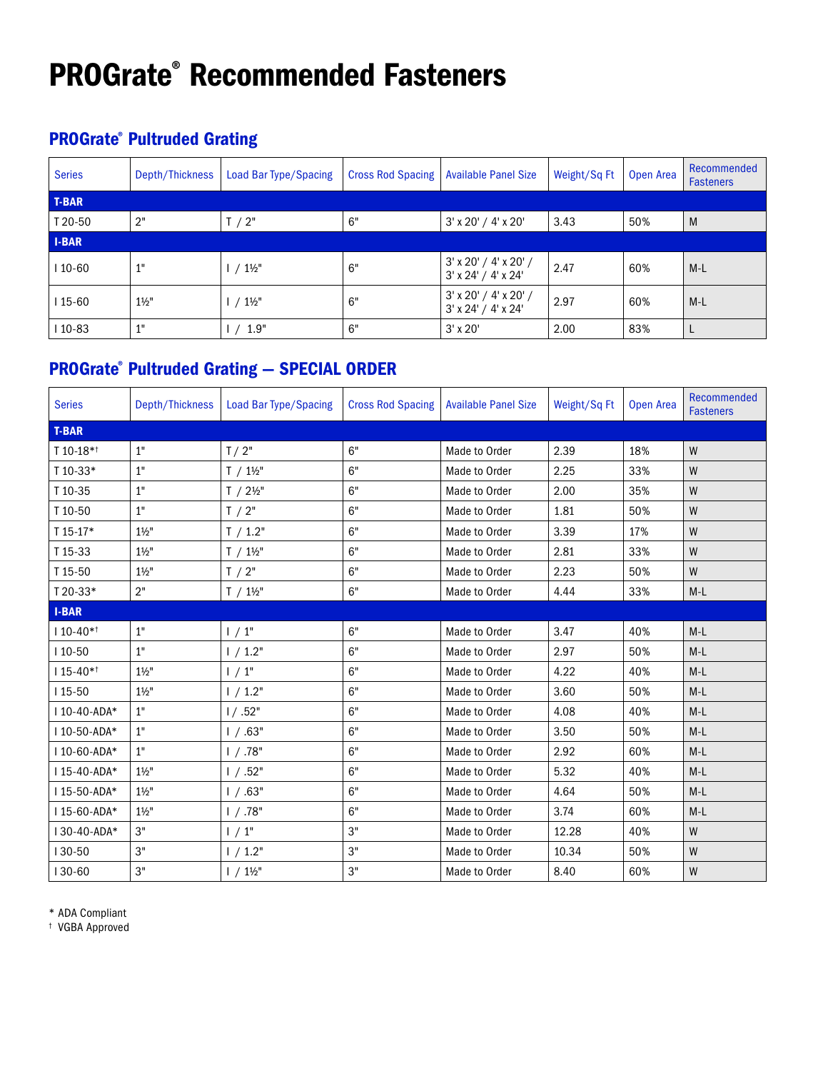# PROGrate® Recommended Fasteners

## PROGrate® Pultruded Grating

| Series | Depth/Thickness | Load Bar Type/Spacing | Cross Rod Spacing | Available Panel Size | Weight/Sq Ft | Open Area | Recommended Fasteners |
|---|---|---|---|---|---|---|---|
| **T-BAR** | | | | | | | |
| T 20-50 | 2" | T / 2" | 6" | 3' x 20' / 4' x 20' | 3.43 | 50% | M |
| **I-BAR** | | | | | | | |
| I 10-60 | 1" | I / 1½" | 6" | 3' x 20' / 4' x 20' / 3' x 24' / 4' x 24' | 2.47 | 60% | M-L |
| I 15-60 | 1½" | I / 1½" | 6" | 3' x 20' / 4' x 20' / 3' x 24' / 4' x 24' | 2.97 | 60% | M-L |
| I 10-83 | 1" | I / 1.9" | 6" | 3' x 20' | 2.00 | 83% | L |

## PROGrate® Pultruded Grating — SPECIAL ORDER

| Series | Depth/Thickness | Load Bar Type/Spacing | Cross Rod Spacing | Available Panel Size | Weight/Sq Ft | Open Area | Recommended Fasteners |
|---|---|---|---|---|---|---|---|
| **T-BAR** | | | | | | | |
| T 10-18*† | 1" | T / 2" | 6" | Made to Order | 2.39 | 18% | W |
| T 10-33* | 1" | T / 1½" | 6" | Made to Order | 2.25 | 33% | W |
| T 10-35 | 1" | T / 2½" | 6" | Made to Order | 2.00 | 35% | W |
| T 10-50 | 1" | T / 2" | 6" | Made to Order | 1.81 | 50% | W |
| T 15-17* | 1½" | T / 1.2" | 6" | Made to Order | 3.39 | 17% | W |
| T 15-33 | 1½" | T / 1½" | 6" | Made to Order | 2.81 | 33% | W |
| T 15-50 | 1½" | T / 2" | 6" | Made to Order | 2.23 | 50% | W |
| T 20-33* | 2" | T / 1½" | 6" | Made to Order | 4.44 | 33% | M-L |
| **I-BAR** | | | | | | | |
| I 10-40*† | 1" | I / 1" | 6" | Made to Order | 3.47 | 40% | M-L |
| I 10-50 | 1" | I / 1.2" | 6" | Made to Order | 2.97 | 50% | M-L |
| I 15-40*† | 1½" | I / 1" | 6" | Made to Order | 4.22 | 40% | M-L |
| I 15-50 | 1½" | I / 1.2" | 6" | Made to Order | 3.60 | 50% | M-L |
| I 10-40-ADA* | 1" | I / .52" | 6" | Made to Order | 4.08 | 40% | M-L |
| I 10-50-ADA* | 1" | I / .63" | 6" | Made to Order | 3.50 | 50% | M-L |
| I 10-60-ADA* | 1" | I / .78" | 6" | Made to Order | 2.92 | 60% | M-L |
| I 15-40-ADA* | 1½" | I / .52" | 6" | Made to Order | 5.32 | 40% | M-L |
| I 15-50-ADA* | 1½" | I / .63" | 6" | Made to Order | 4.64 | 50% | M-L |
| I 15-60-ADA* | 1½" | I / .78" | 6" | Made to Order | 3.74 | 60% | M-L |
| I 30-40-ADA* | 3" | I / 1" | 3" | Made to Order | 12.28 | 40% | W |
| I 30-50 | 3" | I / 1.2" | 3" | Made to Order | 10.34 | 50% | W |
| I 30-60 | 3" | I / 1½" | 3" | Made to Order | 8.40 | 60% | W |

\* ADA Compliant
† VGBA Approved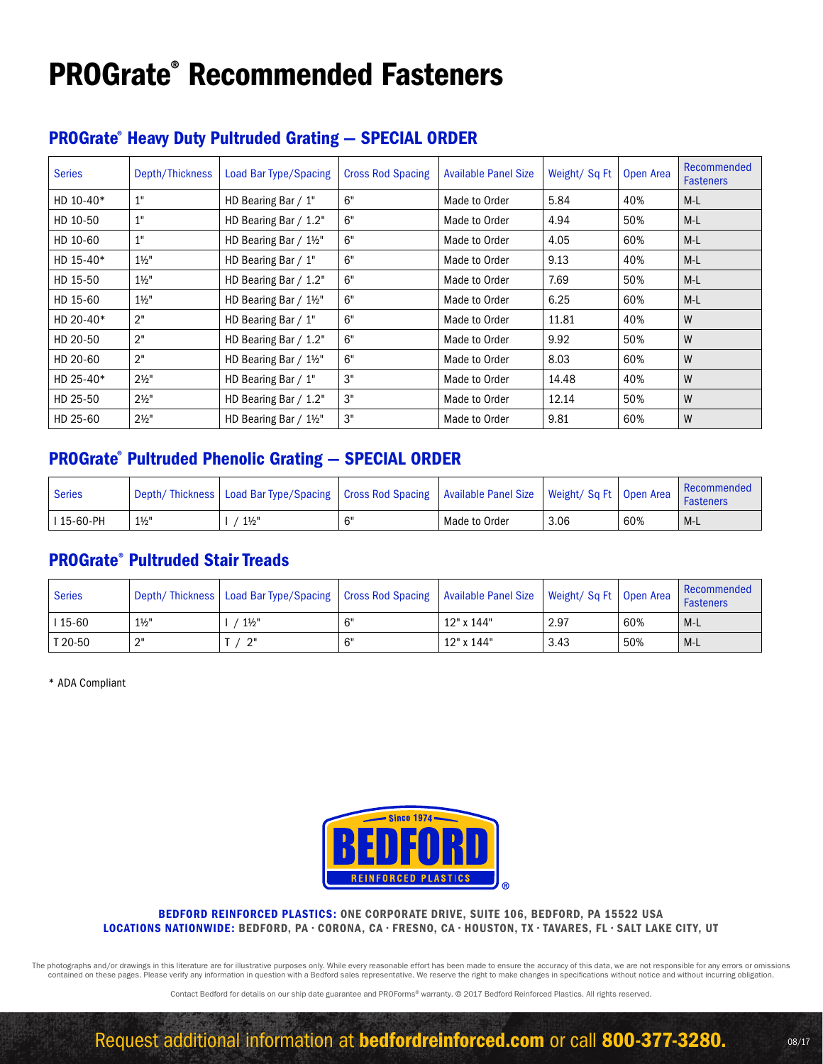# PROGrate® Recommended Fasteners

## PROGrate® Heavy Duty Pultruded Grating — SPECIAL ORDER

| Series | Depth/Thickness | Load Bar Type/Spacing | Cross Rod Spacing | Available Panel Size | Weight/ Sq Ft | Open Area | Recommended Fasteners |
|---|---|---|---|---|---|---|---|
| HD 10-40* | 1" | HD Bearing Bar / 1" | 6" | Made to Order | 5.84 | 40% | M-L |
| HD 10-50 | 1" | HD Bearing Bar / 1.2" | 6" | Made to Order | 4.94 | 50% | M-L |
| HD 10-60 | 1" | HD Bearing Bar / 1½" | 6" | Made to Order | 4.05 | 60% | M-L |
| HD 15-40* | 1½" | HD Bearing Bar / 1" | 6" | Made to Order | 9.13 | 40% | M-L |
| HD 15-50 | 1½" | HD Bearing Bar / 1.2" | 6" | Made to Order | 7.69 | 50% | M-L |
| HD 15-60 | 1½" | HD Bearing Bar / 1½" | 6" | Made to Order | 6.25 | 60% | M-L |
| HD 20-40* | 2" | HD Bearing Bar / 1" | 6" | Made to Order | 11.81 | 40% | W |
| HD 20-50 | 2" | HD Bearing Bar / 1.2" | 6" | Made to Order | 9.92 | 50% | W |
| HD 20-60 | 2" | HD Bearing Bar / 1½" | 6" | Made to Order | 8.03 | 60% | W |
| HD 25-40* | 2½" | HD Bearing Bar / 1" | 3" | Made to Order | 14.48 | 40% | W |
| HD 25-50 | 2½" | HD Bearing Bar / 1.2" | 3" | Made to Order | 12.14 | 50% | W |
| HD 25-60 | 2½" | HD Bearing Bar / 1½" | 3" | Made to Order | 9.81 | 60% | W |

## PROGrate® Pultruded Phenolic Grating — SPECIAL ORDER

| Series | Depth/ Thickness | Load Bar Type/Spacing | Cross Rod Spacing | Available Panel Size | Weight/ Sq Ft | Open Area | Recommended Fasteners |
|---|---|---|---|---|---|---|---|
| I 15-60-PH | 1½" | I / 1½" | 6" | Made to Order | 3.06 | 60% | M-L |

## PROGrate® Pultruded Stair Treads

| Series | Depth/ Thickness | Load Bar Type/Spacing | Cross Rod Spacing | Available Panel Size | Weight/ Sq Ft | Open Area | Recommended Fasteners |
|---|---|---|---|---|---|---|---|
| I 15-60 | 1½" | I / 1½" | 6" | 12" x 144" | 2.97 | 60% | M-L |
| T 20-50 | 2" | T / 2" | 6" | 12" x 144" | 3.43 | 50% | M-L |

* ADA Compliant

Since 1974 BEDFORD REINFORCED PLASTICS®

**BEDFORD REINFORCED PLASTICS:** ONE CORPORATE DRIVE, SUITE 106, BEDFORD, PA 15522 USA
**LOCATIONS NATIONWIDE:** BEDFORD, PA · CORONA, CA · FRESNO, CA · HOUSTON, TX · TAVARES, FL · SALT LAKE CITY, UT

The photographs and/or drawings in this literature are for illustrative purposes only. While every reasonable effort has been made to ensure the accuracy of this data, we are not responsible for any errors or omissions contained on these pages. Please verify any information in question with a Bedford sales representative. We reserve the right to make changes in specifications without notice and without incurring obligation.

Contact Bedford for details on our ship date guarantee and PROForms® warranty. © 2017 Bedford Reinforced Plastics. All rights reserved.

Request additional information at **bedfordreinforced.com** or call **800-377-3280.**

08/17